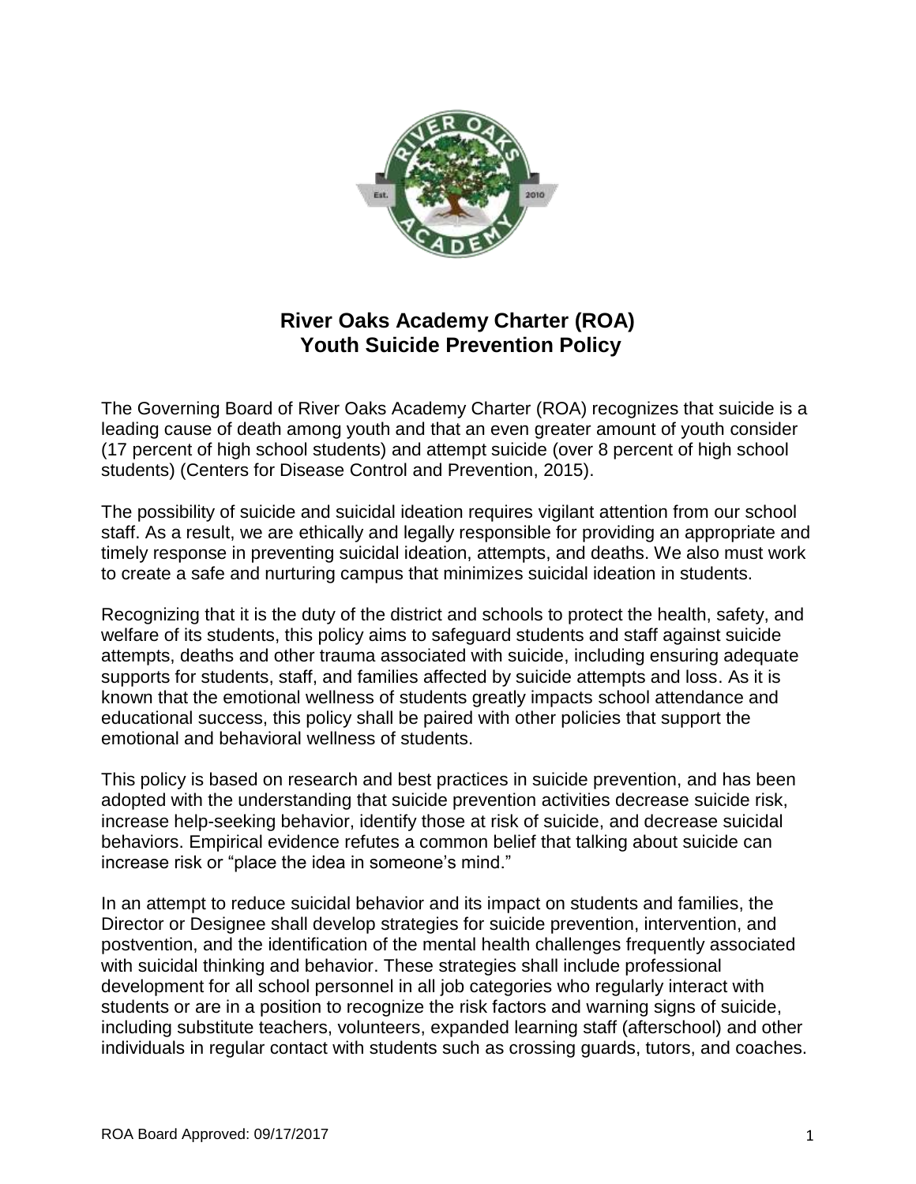# River Oaks Academy Charter (ROA) Youth Suicide Prevention Policy

The Governing Board of River Oaks Academy Charter (ROA) recognizes that suicide is a leading cause of death among youth and that an even greater amount of youth consider (17 percent of high school students) and attempt suicide (over 8 percent of high school students) (Centers for Disease Control and Prevention, 2015).

The possibility of suicide and suicidal ideation requires vigilant attention from our school staff. As a result, we are ethically and legally responsible for providing an appropriate and timely response in preventing suicidal ideation, attempts, and deaths. We also must work to create a safe and nurturing campus that minimizes suicidal ideation in students.

Recognizing that it is the duty of the district and schools to protect the health, safety, and welfare of its students, this policy aims to safeguard students and staff against suicide attempts, deaths and other trauma associated with suicide, including ensuring adequate supports for students, staff, and families affected by suicide attempts and loss. As it is known that the emotional wellness of students greatly impacts school attendance and educational success, this policy shall be paired with other policies that support the emotional and behavioral wellness of students.

This policy is based on research and best practices in suicide prevention, and has been adopted with the understanding that suicide prevention activities decrease suicide risk, increase help-seeking behavior, identify those at risk of suicide, and decrease suicidal behaviors. Empirical evidence refutes a common belief that talking about suicide can increase risk or "place the idea in someone's mind."

In an attempt to reduce suicidal behavior and its impact on students and families, the Director or Designee shall develop strategies for suicide prevention, intervention, and postvention, and the identification of the mental health challenges frequently associated with suicidal thinking and behavior. These strategies shall include professional development for all school personnel in all job categories who regularly interact with students or are in a position to recognize the risk factors and warning signs of suicide, including substitute teachers, volunteers, expanded learning staff (afterschool) and other individuals in regular contact with students such as crossing guards, tutors, and coaches.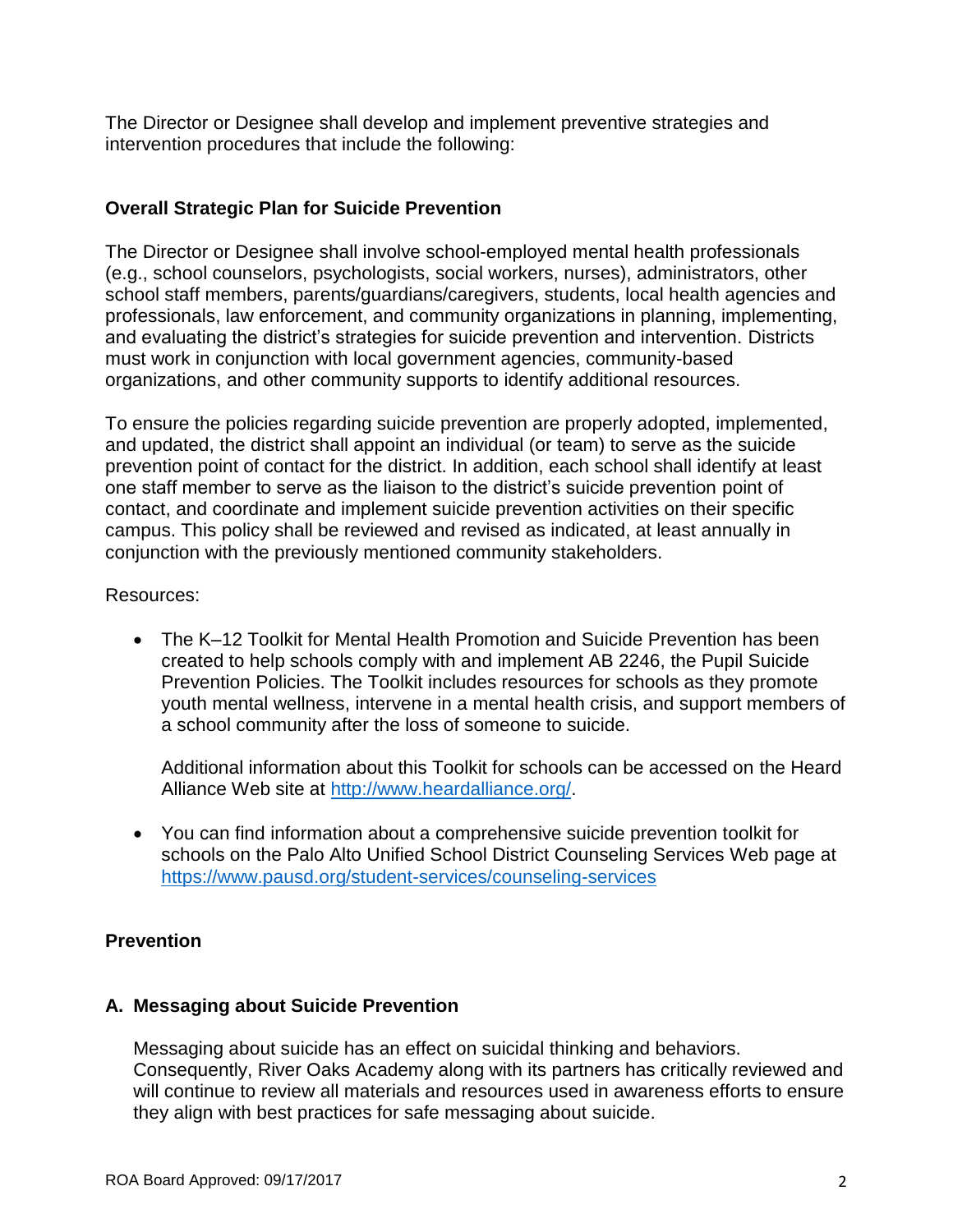The Director or Designee shall develop and implement preventive strategies and intervention procedures that include the following:

## Overall Strategic Plan for Suicide Prevention

The Director or Designee shall involve school-employed mental health professionals (e.g., school counselors, psychologists, social workers, nurses), administrators, other school staff members, parents/guardians/caregivers, students, local health agencies and professionals, law enforcement, and community organizations in planning, implementing, and evaluating the district's strategies for suicide prevention and intervention. Districts must work in conjunction with local government agencies, community-based organizations, and other community supports to identify additional resources.

To ensure the policies regarding suicide prevention are properly adopted, implemented, and updated, the district shall appoint an individual (or team) to serve as the suicide prevention point of contact for the district. In addition, each school shall identify at least one staff member to serve as the liaison to the district's suicide prevention point of contact, and coordinate and implement suicide prevention activities on their specific campus. This policy shall be reviewed and revised as indicated, at least annually in conjunction with the previously mentioned community stakeholders.

Resources:

- The K–12 Toolkit for Mental Health Promotion and Suicide Prevention has been created to help schools comply with and implement AB 2246, the Pupil Suicide Prevention Policies. The Toolkit includes resources for schools as they promote youth mental wellness, intervene in a mental health crisis, and support members of a school community after the loss of someone to suicide.

  Additional information about this Toolkit for schools can be accessed on the Heard Alliance Web site at [http://www.heardalliance.org/](http://www.heardalliance.org/).

- You can find information about a comprehensive suicide prevention toolkit for schools on the Palo Alto Unified School District Counseling Services Web page at [https://www.pausd.org/student-services/counseling-services](https://www.pausd.org/student-services/counseling-services)

## Prevention

### A. Messaging about Suicide Prevention

Messaging about suicide has an effect on suicidal thinking and behaviors. Consequently, River Oaks Academy along with its partners has critically reviewed and will continue to review all materials and resources used in awareness efforts to ensure they align with best practices for safe messaging about suicide.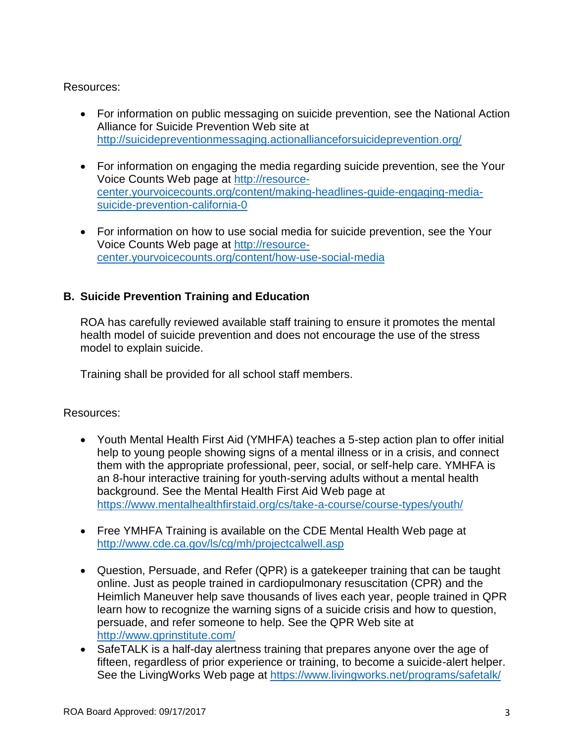Resources:

- For information on public messaging on suicide prevention, see the National Action Alliance for Suicide Prevention Web site at http://suicidepreventionmessaging.actionallianceforsuicideprevention.org/

- For information on engaging the media regarding suicide prevention, see the Your Voice Counts Web page at http://resource-center.yourvoicecounts.org/content/making-headlines-guide-engaging-media-suicide-prevention-california-0

- For information on how to use social media for suicide prevention, see the Your Voice Counts Web page at http://resource-center.yourvoicecounts.org/content/how-use-social-media

## B. Suicide Prevention Training and Education

ROA has carefully reviewed available staff training to ensure it promotes the mental health model of suicide prevention and does not encourage the use of the stress model to explain suicide.

Training shall be provided for all school staff members.

Resources:

- Youth Mental Health First Aid (YMHFA) teaches a 5-step action plan to offer initial help to young people showing signs of a mental illness or in a crisis, and connect them with the appropriate professional, peer, social, or self-help care. YMHFA is an 8-hour interactive training for youth-serving adults without a mental health background. See the Mental Health First Aid Web page at https://www.mentalhealthfirstaid.org/cs/take-a-course/course-types/youth/

- Free YMHFA Training is available on the CDE Mental Health Web page at http://www.cde.ca.gov/ls/cg/mh/projectcalwell.asp

- Question, Persuade, and Refer (QPR) is a gatekeeper training that can be taught online. Just as people trained in cardiopulmonary resuscitation (CPR) and the Heimlich Maneuver help save thousands of lives each year, people trained in QPR learn how to recognize the warning signs of a suicide crisis and how to question, persuade, and refer someone to help. See the QPR Web site at http://www.qprinstitute.com/
- SafeTALK is a half-day alertness training that prepares anyone over the age of fifteen, regardless of prior experience or training, to become a suicide-alert helper. See the LivingWorks Web page at https://www.livingworks.net/programs/safetalk/

ROA Board Approved: 09/17/2017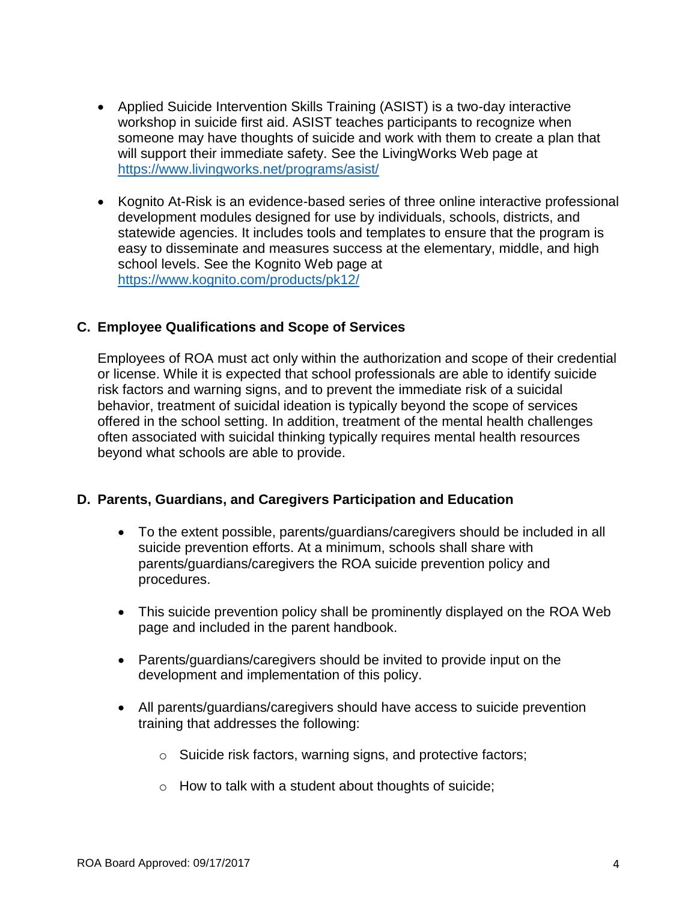- Applied Suicide Intervention Skills Training (ASIST) is a two-day interactive workshop in suicide first aid. ASIST teaches participants to recognize when someone may have thoughts of suicide and work with them to create a plan that will support their immediate safety. See the LivingWorks Web page at https://www.livingworks.net/programs/asist/

- Kognito At-Risk is an evidence-based series of three online interactive professional development modules designed for use by individuals, schools, districts, and statewide agencies. It includes tools and templates to ensure that the program is easy to disseminate and measures success at the elementary, middle, and high school levels. See the Kognito Web page at https://www.kognito.com/products/pk12/

## C. Employee Qualifications and Scope of Services

Employees of ROA must act only within the authorization and scope of their credential or license. While it is expected that school professionals are able to identify suicide risk factors and warning signs, and to prevent the immediate risk of a suicidal behavior, treatment of suicidal ideation is typically beyond the scope of services offered in the school setting. In addition, treatment of the mental health challenges often associated with suicidal thinking typically requires mental health resources beyond what schools are able to provide.

## D. Parents, Guardians, and Caregivers Participation and Education

- To the extent possible, parents/guardians/caregivers should be included in all suicide prevention efforts. At a minimum, schools shall share with parents/guardians/caregivers the ROA suicide prevention policy and procedures.

- This suicide prevention policy shall be prominently displayed on the ROA Web page and included in the parent handbook.

- Parents/guardians/caregivers should be invited to provide input on the development and implementation of this policy.

- All parents/guardians/caregivers should have access to suicide prevention training that addresses the following:
  - Suicide risk factors, warning signs, and protective factors;
  - How to talk with a student about thoughts of suicide;

ROA Board Approved: 09/17/2017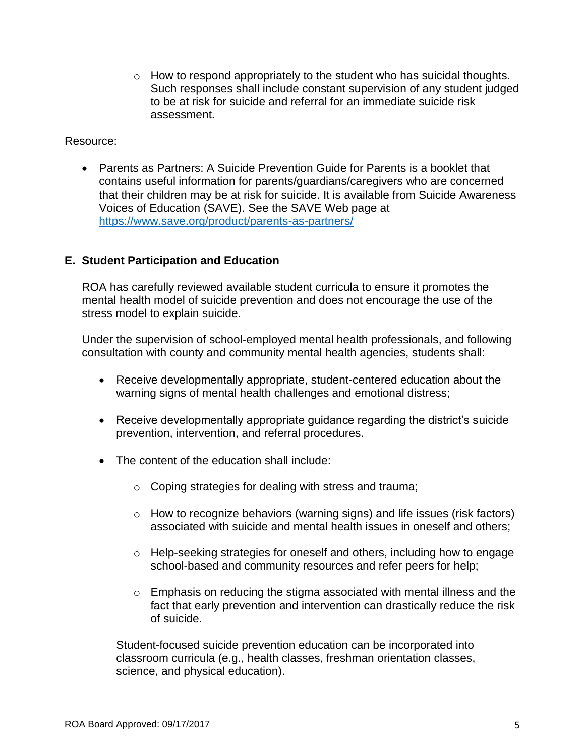- How to respond appropriately to the student who has suicidal thoughts. Such responses shall include constant supervision of any student judged to be at risk for suicide and referral for an immediate suicide risk assessment.

Resource:

- Parents as Partners: A Suicide Prevention Guide for Parents is a booklet that contains useful information for parents/guardians/caregivers who are concerned that their children may be at risk for suicide. It is available from Suicide Awareness Voices of Education (SAVE). See the SAVE Web page at [https://www.save.org/product/parents-as-partners/](https://www.save.org/product/parents-as-partners/)

## E. Student Participation and Education

ROA has carefully reviewed available student curricula to ensure it promotes the mental health model of suicide prevention and does not encourage the use of the stress model to explain suicide.

Under the supervision of school-employed mental health professionals, and following consultation with county and community mental health agencies, students shall:

- Receive developmentally appropriate, student-centered education about the warning signs of mental health challenges and emotional distress;
- Receive developmentally appropriate guidance regarding the district's suicide prevention, intervention, and referral procedures.
- The content of the education shall include:
  - Coping strategies for dealing with stress and trauma;
  - How to recognize behaviors (warning signs) and life issues (risk factors) associated with suicide and mental health issues in oneself and others;
  - Help-seeking strategies for oneself and others, including how to engage school-based and community resources and refer peers for help;
  - Emphasis on reducing the stigma associated with mental illness and the fact that early prevention and intervention can drastically reduce the risk of suicide.

Student-focused suicide prevention education can be incorporated into classroom curricula (e.g., health classes, freshman orientation classes, science, and physical education).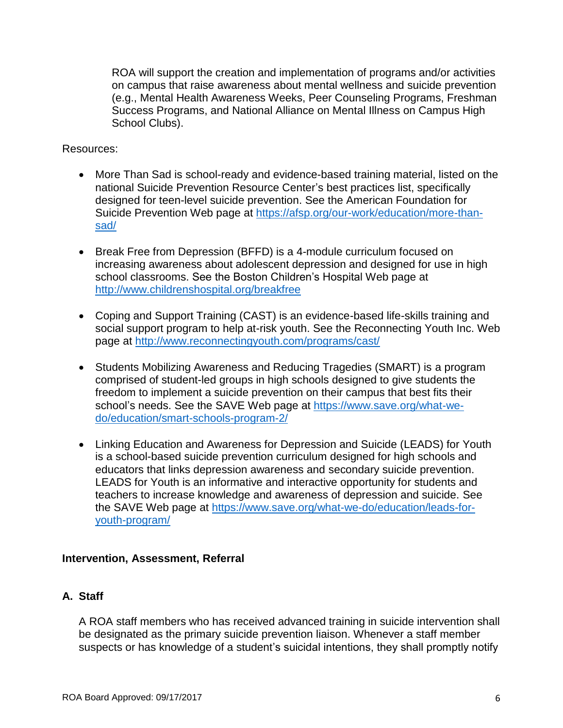ROA will support the creation and implementation of programs and/or activities on campus that raise awareness about mental wellness and suicide prevention (e.g., Mental Health Awareness Weeks, Peer Counseling Programs, Freshman Success Programs, and National Alliance on Mental Illness on Campus High School Clubs).

Resources:

- More Than Sad is school-ready and evidence-based training material, listed on the national Suicide Prevention Resource Center's best practices list, specifically designed for teen-level suicide prevention. See the American Foundation for Suicide Prevention Web page at https://afsp.org/our-work/education/more-than-sad/

- Break Free from Depression (BFFD) is a 4-module curriculum focused on increasing awareness about adolescent depression and designed for use in high school classrooms. See the Boston Children's Hospital Web page at http://www.childrenshospital.org/breakfree

- Coping and Support Training (CAST) is an evidence-based life-skills training and social support program to help at-risk youth. See the Reconnecting Youth Inc. Web page at http://www.reconnectingyouth.com/programs/cast/

- Students Mobilizing Awareness and Reducing Tragedies (SMART) is a program comprised of student-led groups in high schools designed to give students the freedom to implement a suicide prevention on their campus that best fits their school's needs. See the SAVE Web page at https://www.save.org/what-we-do/education/smart-schools-program-2/

- Linking Education and Awareness for Depression and Suicide (LEADS) for Youth is a school-based suicide prevention curriculum designed for high schools and educators that links depression awareness and secondary suicide prevention. LEADS for Youth is an informative and interactive opportunity for students and teachers to increase knowledge and awareness of depression and suicide. See the SAVE Web page at https://www.save.org/what-we-do/education/leads-for-youth-program/

**Intervention, Assessment, Referral**

**A. Staff**

A ROA staff members who has received advanced training in suicide intervention shall be designated as the primary suicide prevention liaison. Whenever a staff member suspects or has knowledge of a student's suicidal intentions, they shall promptly notify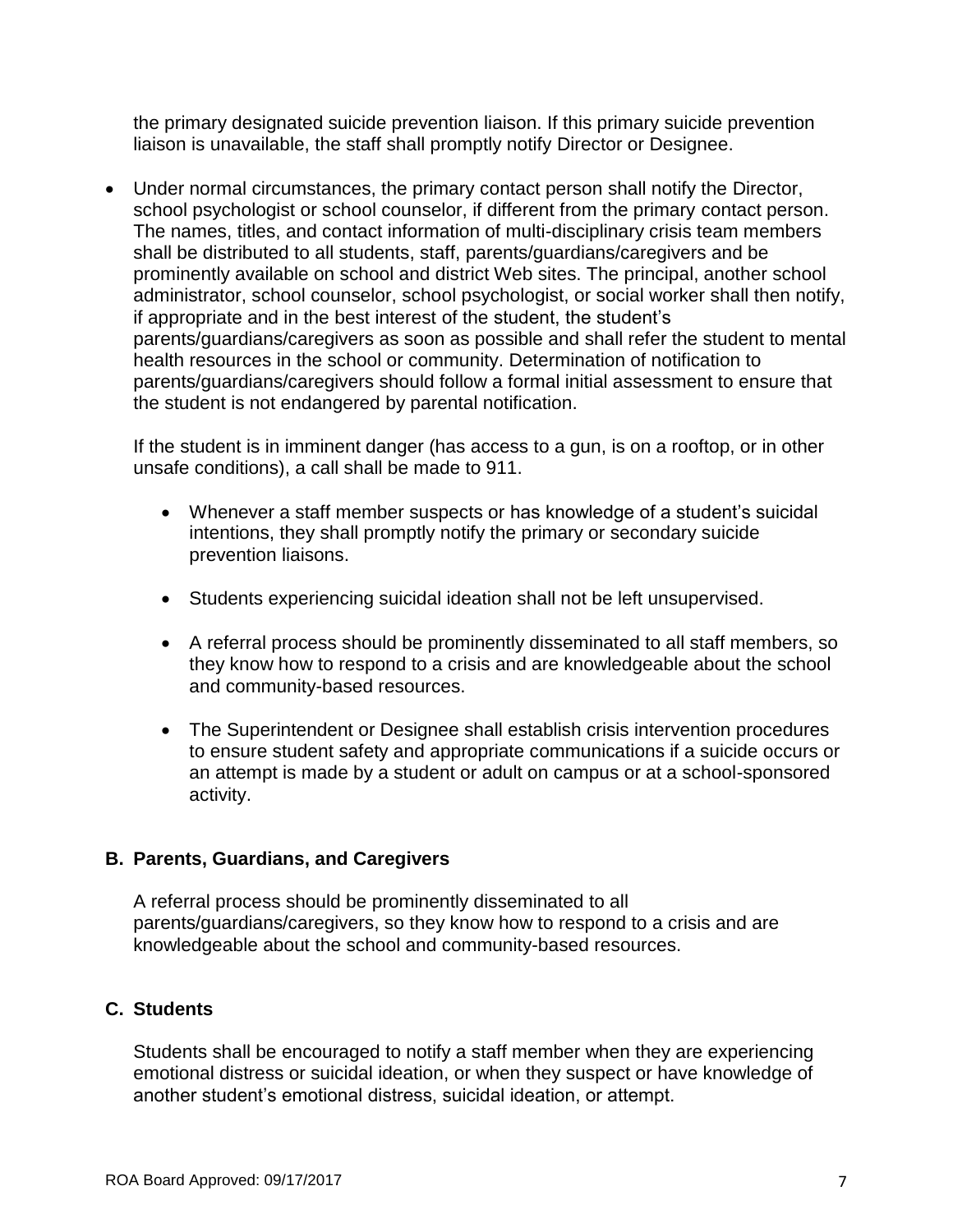the primary designated suicide prevention liaison. If this primary suicide prevention liaison is unavailable, the staff shall promptly notify Director or Designee.

- Under normal circumstances, the primary contact person shall notify the Director, school psychologist or school counselor, if different from the primary contact person. The names, titles, and contact information of multi-disciplinary crisis team members shall be distributed to all students, staff, parents/guardians/caregivers and be prominently available on school and district Web sites. The principal, another school administrator, school counselor, school psychologist, or social worker shall then notify, if appropriate and in the best interest of the student, the student's parents/guardians/caregivers as soon as possible and shall refer the student to mental health resources in the school or community. Determination of notification to parents/guardians/caregivers should follow a formal initial assessment to ensure that the student is not endangered by parental notification.

  If the student is in imminent danger (has access to a gun, is on a rooftop, or in other unsafe conditions), a call shall be made to 911.

  - Whenever a staff member suspects or has knowledge of a student's suicidal intentions, they shall promptly notify the primary or secondary suicide prevention liaisons.

  - Students experiencing suicidal ideation shall not be left unsupervised.

  - A referral process should be prominently disseminated to all staff members, so they know how to respond to a crisis and are knowledgeable about the school and community-based resources.

  - The Superintendent or Designee shall establish crisis intervention procedures to ensure student safety and appropriate communications if a suicide occurs or an attempt is made by a student or adult on campus or at a school-sponsored activity.

### B. Parents, Guardians, and Caregivers

A referral process should be prominently disseminated to all parents/guardians/caregivers, so they know how to respond to a crisis and are knowledgeable about the school and community-based resources.

### C. Students

Students shall be encouraged to notify a staff member when they are experiencing emotional distress or suicidal ideation, or when they suspect or have knowledge of another student's emotional distress, suicidal ideation, or attempt.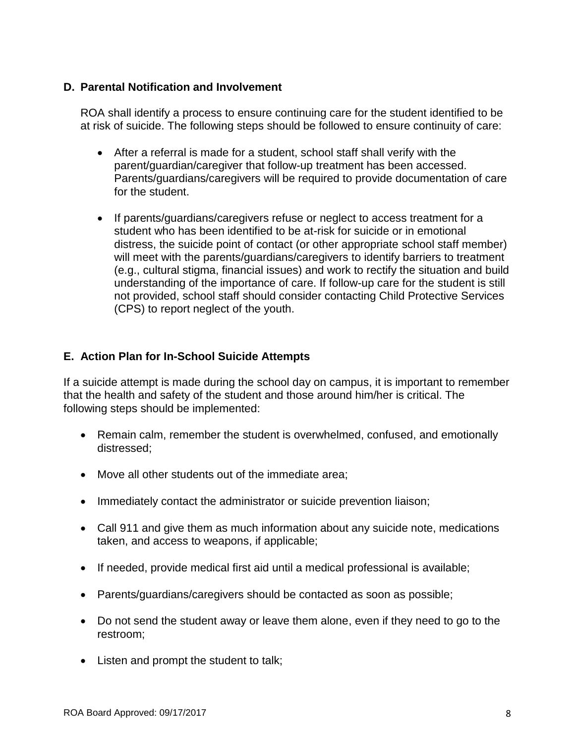### D. Parental Notification and Involvement

ROA shall identify a process to ensure continuing care for the student identified to be at risk of suicide. The following steps should be followed to ensure continuity of care:

- After a referral is made for a student, school staff shall verify with the parent/guardian/caregiver that follow-up treatment has been accessed. Parents/guardians/caregivers will be required to provide documentation of care for the student.
- If parents/guardians/caregivers refuse or neglect to access treatment for a student who has been identified to be at-risk for suicide or in emotional distress, the suicide point of contact (or other appropriate school staff member) will meet with the parents/guardians/caregivers to identify barriers to treatment (e.g., cultural stigma, financial issues) and work to rectify the situation and build understanding of the importance of care. If follow-up care for the student is still not provided, school staff should consider contacting Child Protective Services (CPS) to report neglect of the youth.

### E. Action Plan for In-School Suicide Attempts

If a suicide attempt is made during the school day on campus, it is important to remember that the health and safety of the student and those around him/her is critical. The following steps should be implemented:

- Remain calm, remember the student is overwhelmed, confused, and emotionally distressed;
- Move all other students out of the immediate area;
- Immediately contact the administrator or suicide prevention liaison;
- Call 911 and give them as much information about any suicide note, medications taken, and access to weapons, if applicable;
- If needed, provide medical first aid until a medical professional is available;
- Parents/guardians/caregivers should be contacted as soon as possible;
- Do not send the student away or leave them alone, even if they need to go to the restroom;
- Listen and prompt the student to talk;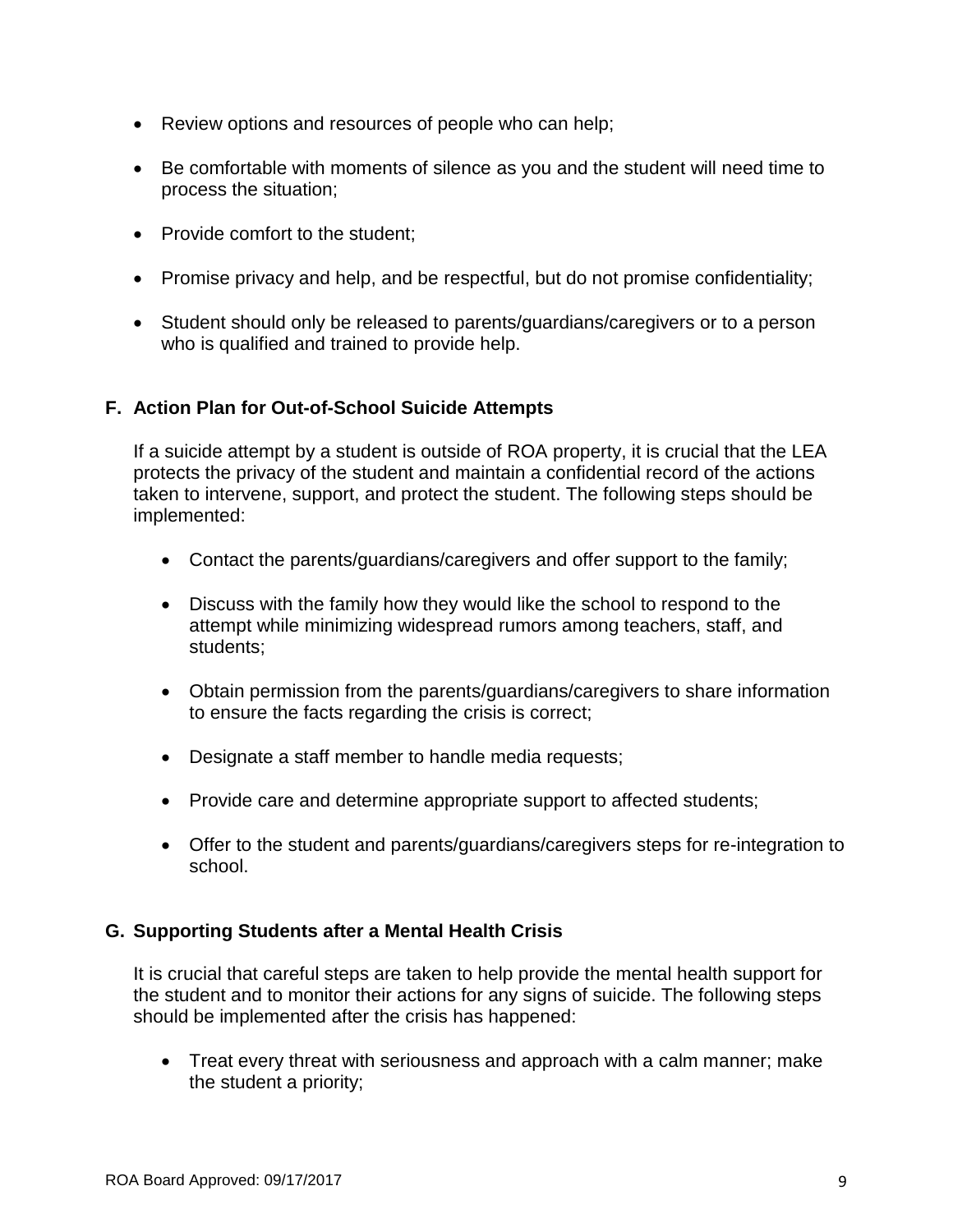- Review options and resources of people who can help;
- Be comfortable with moments of silence as you and the student will need time to process the situation;
- Provide comfort to the student;
- Promise privacy and help, and be respectful, but do not promise confidentiality;
- Student should only be released to parents/guardians/caregivers or to a person who is qualified and trained to provide help.

### F. Action Plan for Out-of-School Suicide Attempts

If a suicide attempt by a student is outside of ROA property, it is crucial that the LEA protects the privacy of the student and maintain a confidential record of the actions taken to intervene, support, and protect the student. The following steps should be implemented:

- Contact the parents/guardians/caregivers and offer support to the family;
- Discuss with the family how they would like the school to respond to the attempt while minimizing widespread rumors among teachers, staff, and students;
- Obtain permission from the parents/guardians/caregivers to share information to ensure the facts regarding the crisis is correct;
- Designate a staff member to handle media requests;
- Provide care and determine appropriate support to affected students;
- Offer to the student and parents/guardians/caregivers steps for re-integration to school.

### G. Supporting Students after a Mental Health Crisis

It is crucial that careful steps are taken to help provide the mental health support for the student and to monitor their actions for any signs of suicide. The following steps should be implemented after the crisis has happened:

- Treat every threat with seriousness and approach with a calm manner; make the student a priority;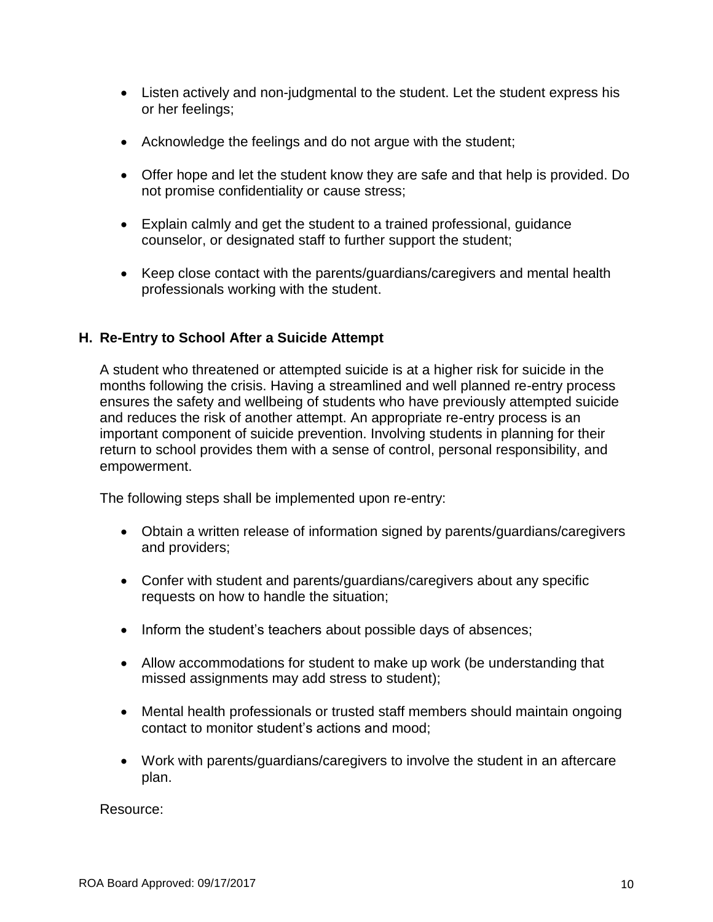- Listen actively and non-judgmental to the student. Let the student express his or her feelings;
- Acknowledge the feelings and do not argue with the student;
- Offer hope and let the student know they are safe and that help is provided. Do not promise confidentiality or cause stress;
- Explain calmly and get the student to a trained professional, guidance counselor, or designated staff to further support the student;
- Keep close contact with the parents/guardians/caregivers and mental health professionals working with the student.

## H. Re-Entry to School After a Suicide Attempt

A student who threatened or attempted suicide is at a higher risk for suicide in the months following the crisis. Having a streamlined and well planned re-entry process ensures the safety and wellbeing of students who have previously attempted suicide and reduces the risk of another attempt. An appropriate re-entry process is an important component of suicide prevention. Involving students in planning for their return to school provides them with a sense of control, personal responsibility, and empowerment.

The following steps shall be implemented upon re-entry:

- Obtain a written release of information signed by parents/guardians/caregivers and providers;
- Confer with student and parents/guardians/caregivers about any specific requests on how to handle the situation;
- Inform the student's teachers about possible days of absences;
- Allow accommodations for student to make up work (be understanding that missed assignments may add stress to student);
- Mental health professionals or trusted staff members should maintain ongoing contact to monitor student's actions and mood;
- Work with parents/guardians/caregivers to involve the student in an aftercare plan.

Resource: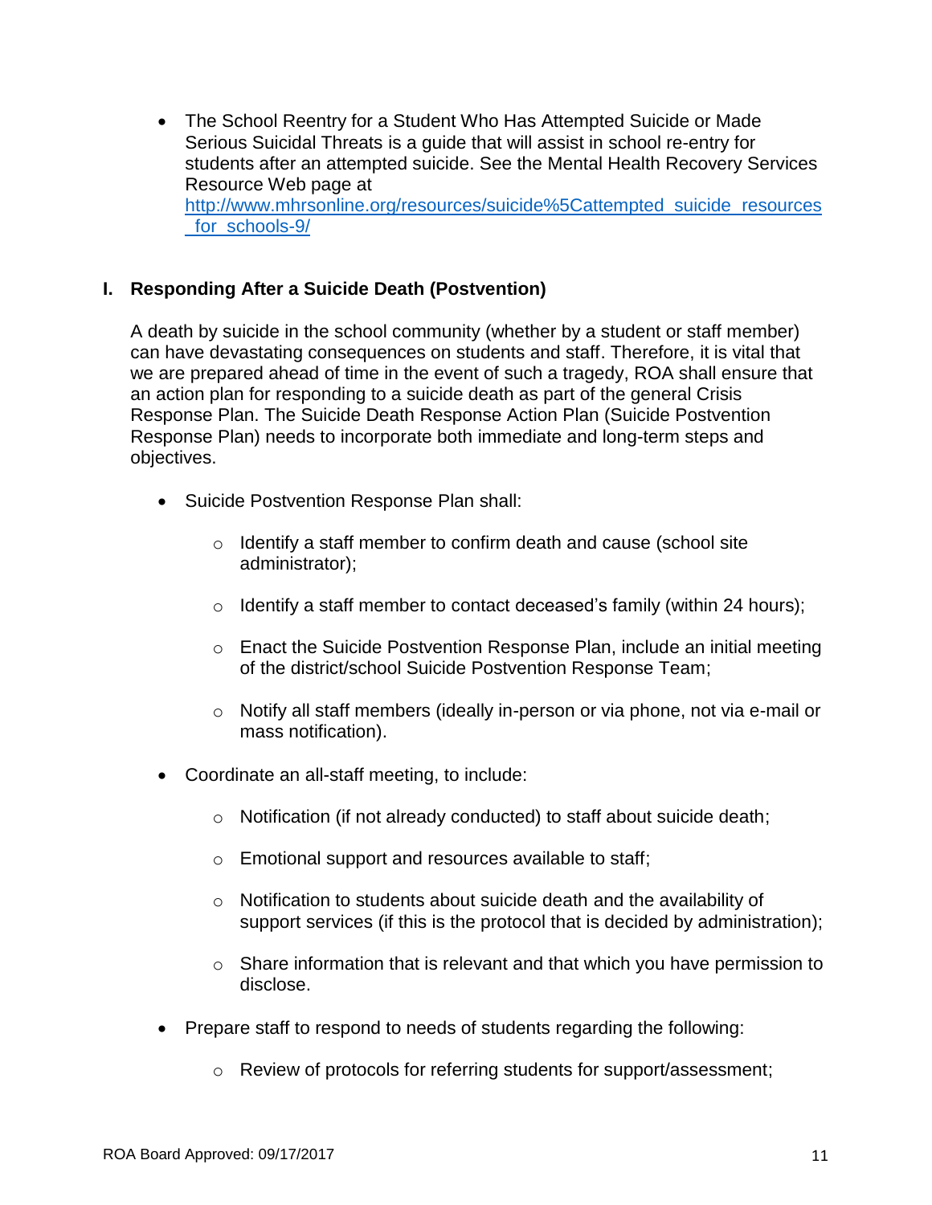- The School Reentry for a Student Who Has Attempted Suicide or Made Serious Suicidal Threats is a guide that will assist in school re-entry for students after an attempted suicide. See the Mental Health Recovery Services Resource Web page at http://www.mhrsonline.org/resources/suicide%5Cattempted_suicide_resources_for_schools-9/

## I. Responding After a Suicide Death (Postvention)

A death by suicide in the school community (whether by a student or staff member) can have devastating consequences on students and staff. Therefore, it is vital that we are prepared ahead of time in the event of such a tragedy, ROA shall ensure that an action plan for responding to a suicide death as part of the general Crisis Response Plan. The Suicide Death Response Action Plan (Suicide Postvention Response Plan) needs to incorporate both immediate and long-term steps and objectives.

- Suicide Postvention Response Plan shall:
  - Identify a staff member to confirm death and cause (school site administrator);
  - Identify a staff member to contact deceased's family (within 24 hours);
  - Enact the Suicide Postvention Response Plan, include an initial meeting of the district/school Suicide Postvention Response Team;
  - Notify all staff members (ideally in-person or via phone, not via e-mail or mass notification).
- Coordinate an all-staff meeting, to include:
  - Notification (if not already conducted) to staff about suicide death;
  - Emotional support and resources available to staff;
  - Notification to students about suicide death and the availability of support services (if this is the protocol that is decided by administration);
  - Share information that is relevant and that which you have permission to disclose.
- Prepare staff to respond to needs of students regarding the following:
  - Review of protocols for referring students for support/assessment;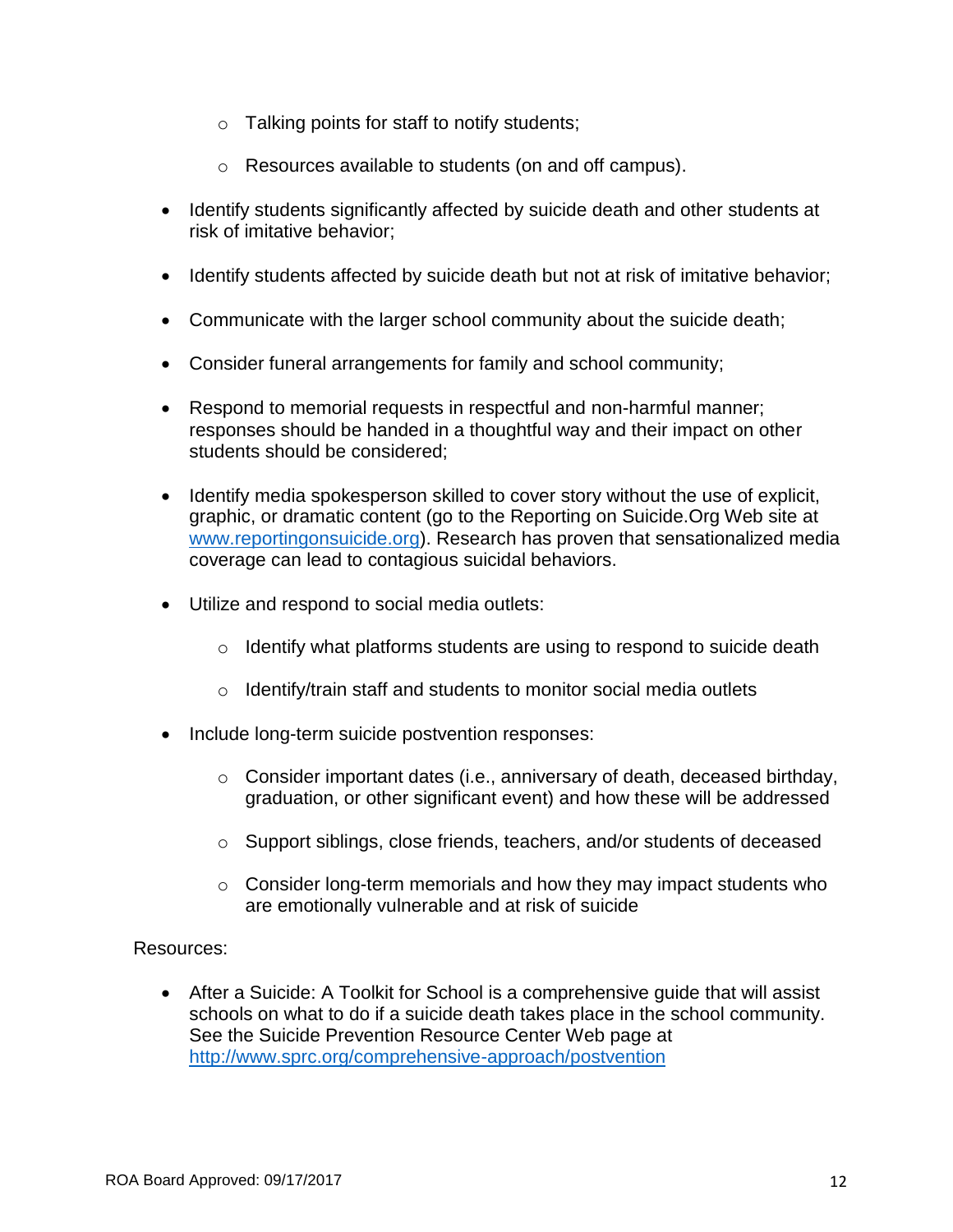- Talking points for staff to notify students;
  - Resources available to students (on and off campus).

- Identify students significantly affected by suicide death and other students at risk of imitative behavior;

- Identify students affected by suicide death but not at risk of imitative behavior;

- Communicate with the larger school community about the suicide death;

- Consider funeral arrangements for family and school community;

- Respond to memorial requests in respectful and non-harmful manner; responses should be handed in a thoughtful way and their impact on other students should be considered;

- Identify media spokesperson skilled to cover story without the use of explicit, graphic, or dramatic content (go to the Reporting on Suicide.Org Web site at [www.reportingonsuicide.org](www.reportingonsuicide.org)). Research has proven that sensationalized media coverage can lead to contagious suicidal behaviors.

- Utilize and respond to social media outlets:

  - Identify what platforms students are using to respond to suicide death
  - Identify/train staff and students to monitor social media outlets

- Include long-term suicide postvention responses:

  - Consider important dates (i.e., anniversary of death, deceased birthday, graduation, or other significant event) and how these will be addressed
  - Support siblings, close friends, teachers, and/or students of deceased
  - Consider long-term memorials and how they may impact students who are emotionally vulnerable and at risk of suicide

Resources:

- After a Suicide: A Toolkit for School is a comprehensive guide that will assist schools on what to do if a suicide death takes place in the school community. See the Suicide Prevention Resource Center Web page at [http://www.sprc.org/comprehensive-approach/postvention](http://www.sprc.org/comprehensive-approach/postvention)

ROA Board Approved: 09/17/2017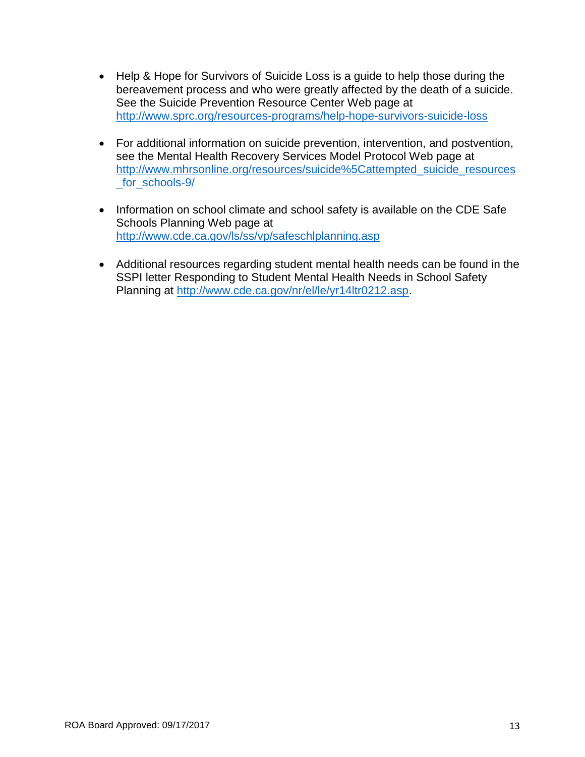- Help & Hope for Survivors of Suicide Loss is a guide to help those during the bereavement process and who were greatly affected by the death of a suicide. See the Suicide Prevention Resource Center Web page at http://www.sprc.org/resources-programs/help-hope-survivors-suicide-loss

- For additional information on suicide prevention, intervention, and postvention, see the Mental Health Recovery Services Model Protocol Web page at http://www.mhrsonline.org/resources/suicide%5Cattempted_suicide_resources_for_schools-9/

- Information on school climate and school safety is available on the CDE Safe Schools Planning Web page at http://www.cde.ca.gov/ls/ss/vp/safeschlplanning.asp

- Additional resources regarding student mental health needs can be found in the SSPI letter Responding to Student Mental Health Needs in School Safety Planning at http://www.cde.ca.gov/nr/el/le/yr14ltr0212.asp.

ROA Board Approved: 09/17/2017